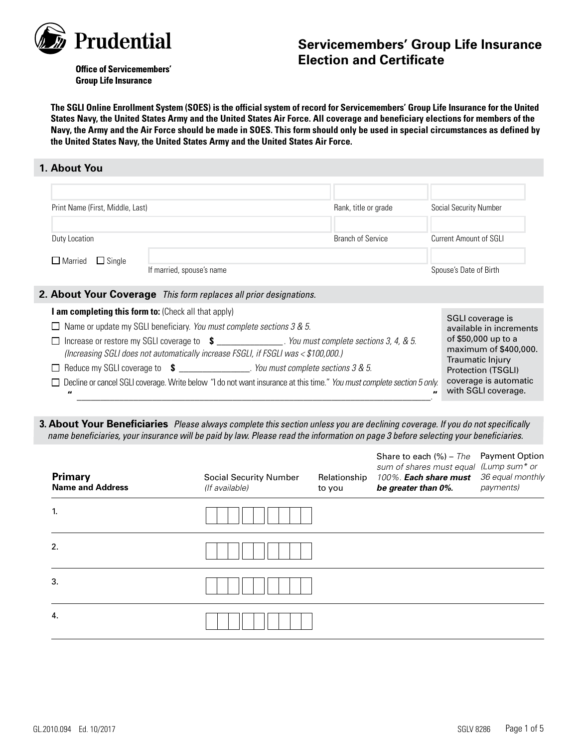Prudential

**Office of Servicemembers' Group Life Insurance**

# Servicemembers' Group Life Insurance Election and Certificate

**The SGLI Online Enrollment System (SOES) is the official system of record for Servicemembers' Group Life Insurance for the United States Navy, the United States Army and the United States Air Force. All coverage and beneficiary elections for members of the Navy, the Army and the Air Force should be made in SOES. This form should only be used in special circumstances as defined by the United States Navy, the United States Army and the United States Air Force.**

## 1. About You

| Print Name (First, Middle, Last) | Rank, title or grade | Social Security Number |
|---|---|---|
| | | |

| Duty Location | Branch of Service | Current Amount of SGLI |
|---|---|---|
| | | |

☐ Married ☐ Single

| If married, spouse's name | Spouse's Date of Birth |
|---|---|
| | |

## 2. About Your Coverage *This form replaces all prior designations.*

**I am completing this form to:** (Check all that apply)

- ☐ Name or update my SGLI beneficiary. *You must complete sections 3 & 5.*
- ☐ Increase or restore my SGLI coverage to **$** _______________. *You must complete sections 3, 4, & 5. (Increasing SGLI does not automatically increase FSGLI, if FSGLI was < $100,000.)*
- ☐ Reduce my SGLI coverage to **$** ________________. *You must complete sections 3 & 5.*
- ☐ Decline or cancel SGLI coverage. Write below "I do not want insurance at this time." *You must complete section 5 only.*

  " ________________________________________________________________________________."

SGLI coverage is available in increments of $50,000 up to a maximum of $400,000. Traumatic Injury Protection (TSGLI) coverage is automatic with SGLI coverage.

## 3. About Your Beneficiaries *Please always complete this section unless you are declining coverage. If you do not specifically name beneficiaries, your insurance will be paid by law. Please read the information on page 3 before selecting your beneficiaries.*

| **Primary** **Name and Address** | Social Security Number *(If available)* | Relationship to you | Share to each (%) – *The sum of shares must equal 100%.* ***Each share must be greater than 0%.*** | Payment Option *(Lump sum\* or 36 equal monthly payments)* |
|---|---|---|---|---|
| 1. | | | | |
| 2. | | | | |
| 3. | | | | |
| 4. | | | | |

GL.2010.094 Ed. 10/2017 SGLV 8286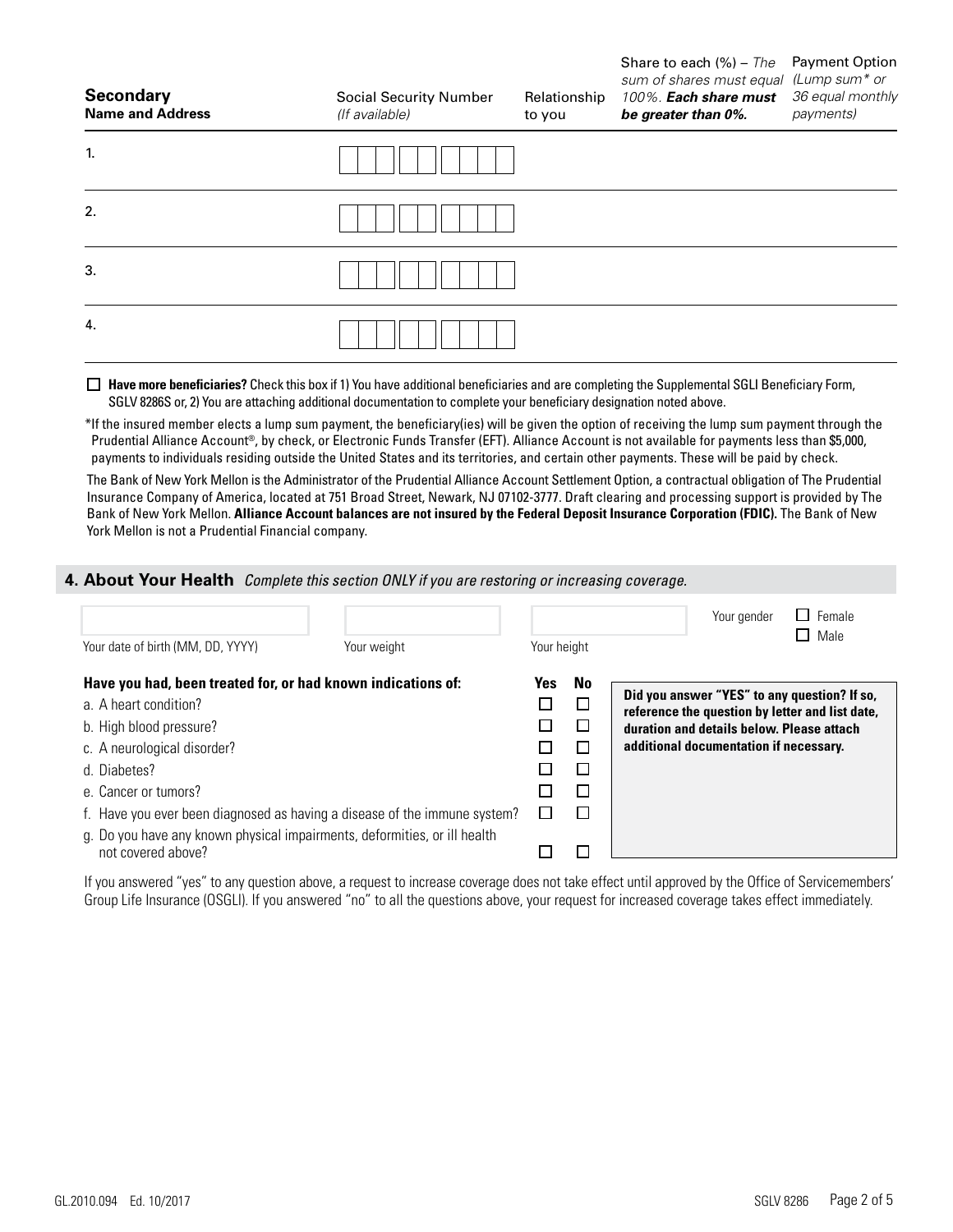| **Secondary Name and Address** | Social Security Number *(If available)* | Relationship to you | Share to each (%) – *The sum of shares must equal 100%.* ***Each share must be greater than 0%.*** | Payment Option *(Lump sum\* or 36 equal monthly payments)* |
|---|---|---|---|---|
| 1. | | | | |
| 2. | | | | |
| 3. | | | | |
| 4. | | | | |

☐ **Have more beneficiaries?** Check this box if 1) You have additional beneficiaries and are completing the Supplemental SGLI Beneficiary Form, SGLV 8286S or, 2) You are attaching additional documentation to complete your beneficiary designation noted above.

*If the insured member elects a lump sum payment, the beneficiary(ies) will be given the option of receiving the lump sum payment through the Prudential Alliance Account®, by check, or Electronic Funds Transfer (EFT). Alliance Account is not available for payments less than $5,000, payments to individuals residing outside the United States and its territories, and certain other payments. These will be paid by check.

The Bank of New York Mellon is the Administrator of the Prudential Alliance Account Settlement Option, a contractual obligation of The Prudential Insurance Company of America, located at 751 Broad Street, Newark, NJ 07102-3777. Draft clearing and processing support is provided by The Bank of New York Mellon. **Alliance Account balances are not insured by the Federal Deposit Insurance Corporation (FDIC).** The Bank of New York Mellon is not a Prudential Financial company.

## 4. About Your Health *Complete this section ONLY if you are restoring or increasing coverage.*

Your date of birth (MM, DD, YYYY): ____________ Your weight: ____________ Your height: ____________

Your gender ☐ Female ☐ Male

| Have you had, been treated for, or had known indications of: | Yes | No |
|---|---|---|
| a. A heart condition? | ☐ | ☐ |
| b. High blood pressure? | ☐ | ☐ |
| c. A neurological disorder? | ☐ | ☐ |
| d. Diabetes? | ☐ | ☐ |
| e. Cancer or tumors? | ☐ | ☐ |
| f. Have you ever been diagnosed as having a disease of the immune system? | ☐ | ☐ |
| g. Do you have any known physical impairments, deformities, or ill health not covered above? | ☐ | ☐ |

**Did you answer "YES" to any question? If so, reference the question by letter and list date, duration and details below. Please attach additional documentation if necessary.**

If you answered "yes" to any question above, a request to increase coverage does not take effect until approved by the Office of Servicemembers' Group Life Insurance (OSGLI). If you answered "no" to all the questions above, your request for increased coverage takes effect immediately.

GL.2010.094 Ed. 10/2017 SGLV 8286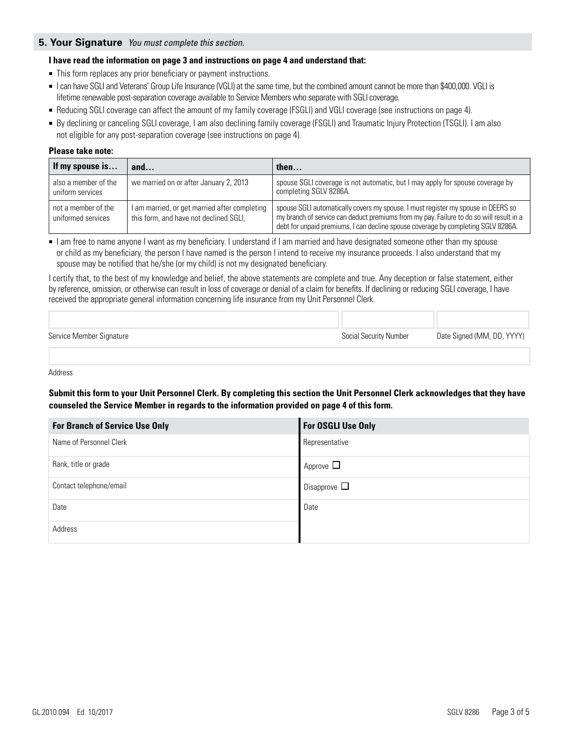## 5. Your Signature *You must complete this section.*

**I have read the information on page 3 and instructions on page 4 and understand that:**

- This form replaces any prior beneficiary or payment instructions.
- I can have SGLI and Veterans' Group Life Insurance (VGLI) at the same time, but the combined amount cannot be more than $400,000. VGLI is lifetime renewable post-separation coverage available to Service Members who separate with SGLI coverage.
- Reducing SGLI coverage can affect the amount of my family coverage (FSGLI) and VGLI coverage (see instructions on page 4).
- By declining or canceling SGLI coverage, I am also declining family coverage (FSGLI) and Traumatic Injury Protection (TSGLI). I am also not eligible for any post-separation coverage (see instructions on page 4).

**Please take note:**

| If my spouse is… | and… | then… |
| --- | --- | --- |
| also a member of the uniform services | we married on or after January 2, 2013 | spouse SGLI coverage is not automatic, but I may apply for spouse coverage by completing SGLV 8286A. |
| not a member of the uniformed services | I am married, or get married after completing this form, and have not declined SGLI, | spouse SGLI automatically covers my spouse. I must register my spouse in DEERS so my branch of service can deduct premiums from my pay. Failure to do so will result in a debt for unpaid premiums. I can decline spouse coverage by completing SGLV 8286A. |

- I am free to name anyone I want as my beneficiary. I understand if I am married and have designated someone other than my spouse or child as my beneficiary, the person I have named is the person I intend to receive my insurance proceeds. I also understand that my spouse may be notified that he/she (or my child) is not my designated beneficiary.

I certify that, to the best of my knowledge and belief, the above statements are complete and true. Any deception or false statement, either by reference, omission, or otherwise can result in loss of coverage or denial of a claim for benefits. If declining or reducing SGLI coverage, I have received the appropriate general information concerning life insurance from my Unit Personnel Clerk.

| | | |
| --- | --- | --- |
| Service Member Signature | Social Security Number | Date Signed (MM, DD, YYYY) |

Address

**Submit this form to your Unit Personnel Clerk. By completing this section the Unit Personnel Clerk acknowledges that they have counseled the Service Member in regards to the information provided on page 4 of this form.**

| For Branch of Service Use Only | For OSGLI Use Only |
| --- | --- |
| Name of Personnel Clerk | Representative |
| Rank, title or grade | Approve ☐ |
| Contact telephone/email | Disapprove ☐ |
| Date | Date |
| Address | |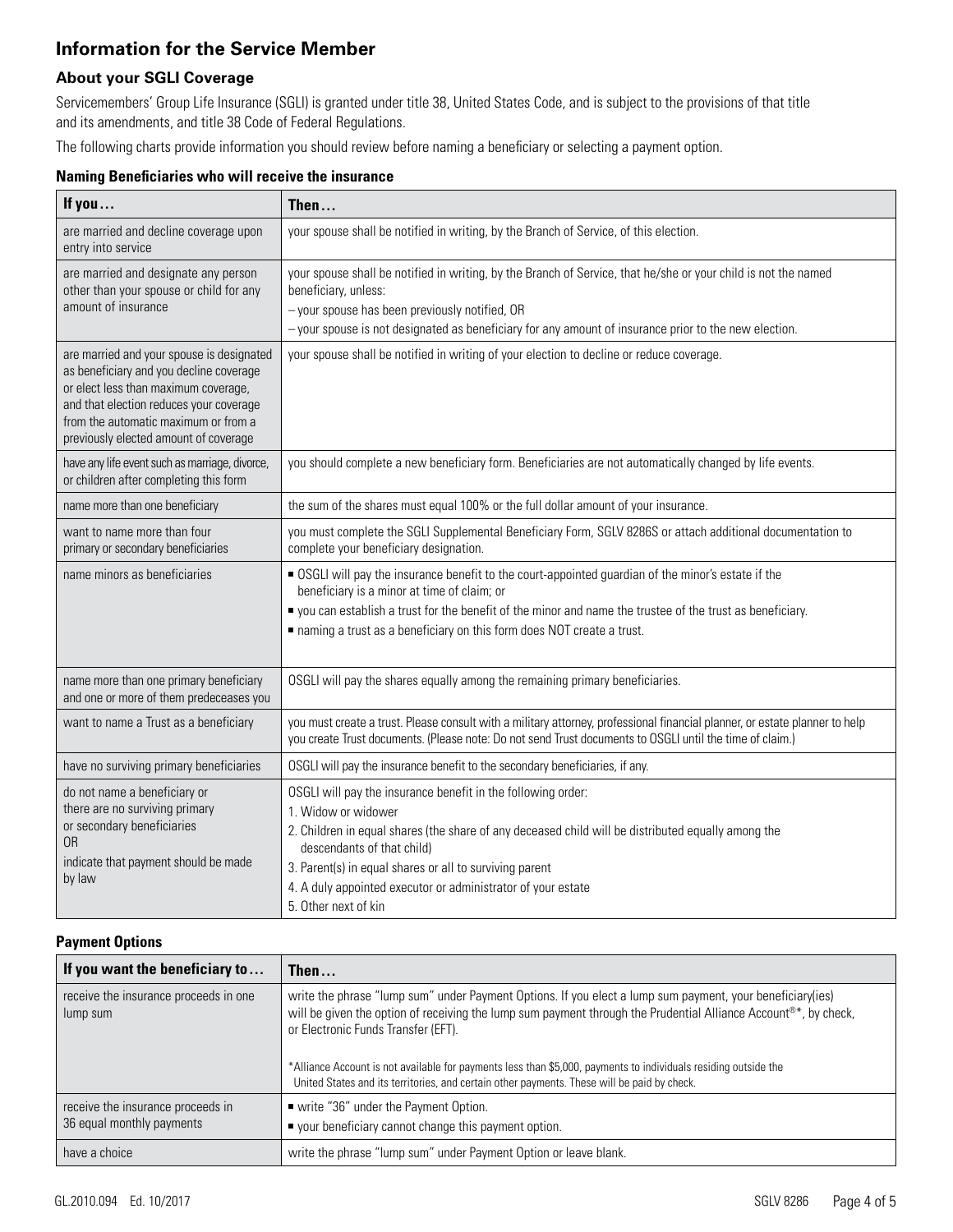# Information for the Service Member

## About your SGLI Coverage

Servicemembers' Group Life Insurance (SGLI) is granted under title 38, United States Code, and is subject to the provisions of that title and its amendments, and title 38 Code of Federal Regulations.

The following charts provide information you should review before naming a beneficiary or selecting a payment option.

### Naming Beneficiaries who will receive the insurance

| If you... | Then... |
|---|---|
| are married and decline coverage upon entry into service | your spouse shall be notified in writing, by the Branch of Service, of this election. |
| are married and designate any person other than your spouse or child for any amount of insurance | your spouse shall be notified in writing, by the Branch of Service, that he/she or your child is not the named beneficiary, unless:<br>– your spouse has been previously notified, OR<br>– your spouse is not designated as beneficiary for any amount of insurance prior to the new election. |
| are married and your spouse is designated as beneficiary and you decline coverage or elect less than maximum coverage, and that election reduces your coverage from the automatic maximum or from a previously elected amount of coverage | your spouse shall be notified in writing of your election to decline or reduce coverage. |
| have any life event such as marriage, divorce, or children after completing this form | you should complete a new beneficiary form. Beneficiaries are not automatically changed by life events. |
| name more than one beneficiary | the sum of the shares must equal 100% or the full dollar amount of your insurance. |
| want to name more than four primary or secondary beneficiaries | you must complete the SGLI Supplemental Beneficiary Form, SGLV 8286S or attach additional documentation to complete your beneficiary designation. |
| name minors as beneficiaries | ■ OSGLI will pay the insurance benefit to the court-appointed guardian of the minor's estate if the beneficiary is a minor at time of claim; or<br>■ you can establish a trust for the benefit of the minor and name the trustee of the trust as beneficiary.<br>■ naming a trust as a beneficiary on this form does NOT create a trust. |
| name more than one primary beneficiary and one or more of them predeceases you | OSGLI will pay the shares equally among the remaining primary beneficiaries. |
| want to name a Trust as a beneficiary | you must create a trust. Please consult with a military attorney, professional financial planner, or estate planner to help you create Trust documents. (Please note: Do not send Trust documents to OSGLI until the time of claim.) |
| have no surviving primary beneficiaries | OSGLI will pay the insurance benefit to the secondary beneficiaries, if any. |
| do not name a beneficiary or there are no surviving primary or secondary beneficiaries<br>OR<br>indicate that payment should be made by law | OSGLI will pay the insurance benefit in the following order:<br>1. Widow or widower<br>2. Children in equal shares (the share of any deceased child will be distributed equally among the descendants of that child)<br>3. Parent(s) in equal shares or all to surviving parent<br>4. A duly appointed executor or administrator of your estate<br>5. Other next of kin |

### Payment Options

| If you want the beneficiary to... | Then... |
|---|---|
| receive the insurance proceeds in one lump sum | write the phrase "lump sum" under Payment Options. If you elect a lump sum payment, your beneficiary(ies) will be given the option of receiving the lump sum payment through the Prudential Alliance Account®*, by check, or Electronic Funds Transfer (EFT).<br><br>*Alliance Account is not available for payments less than $5,000, payments to individuals residing outside the United States and its territories, and certain other payments. These will be paid by check. |
| receive the insurance proceeds in 36 equal monthly payments | ■ write "36" under the Payment Option.<br>■ your beneficiary cannot change this payment option. |
| have a choice | write the phrase "lump sum" under Payment Option or leave blank. |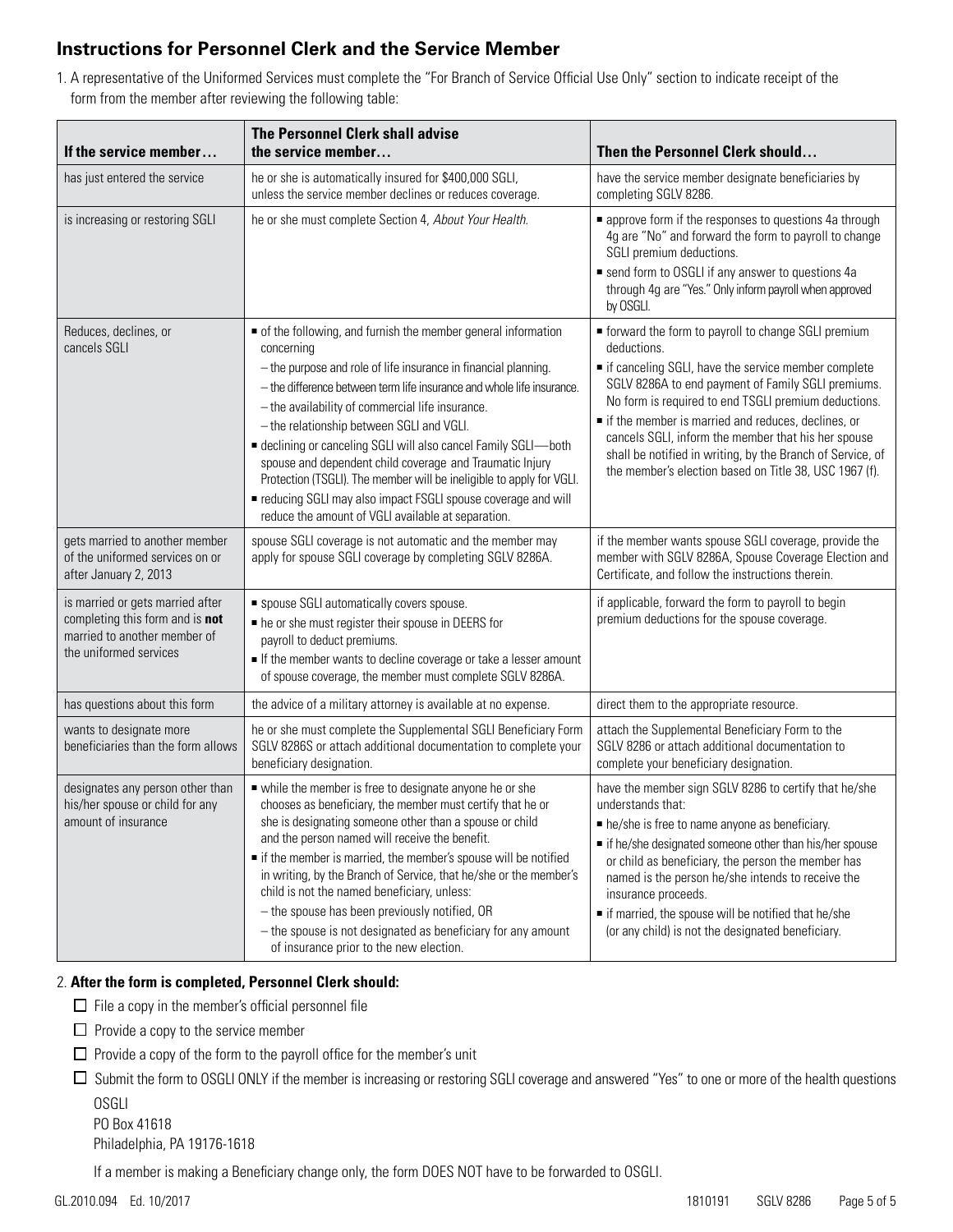## Instructions for Personnel Clerk and the Service Member

1. A representative of the Uniformed Services must complete the "For Branch of Service Official Use Only" section to indicate receipt of the form from the member after reviewing the following table:

| If the service member… | The Personnel Clerk shall advise the service member… | Then the Personnel Clerk should… |
|---|---|---|
| has just entered the service | he or she is automatically insured for $400,000 SGLI, unless the service member declines or reduces coverage. | have the service member designate beneficiaries by completing SGLV 8286. |
| is increasing or restoring SGLI | he or she must complete Section 4, *About Your Health*. | ■ approve form if the responses to questions 4a through 4g are "No" and forward the form to payroll to change SGLI premium deductions.<br>■ send form to OSGLI if any answer to questions 4a through 4g are "Yes." Only inform payroll when approved by OSGLI. |
| Reduces, declines, or cancels SGLI | ■ of the following, and furnish the member general information concerning<br>– the purpose and role of life insurance in financial planning.<br>– the difference between term life insurance and whole life insurance.<br>– the availability of commercial life insurance.<br>– the relationship between SGLI and VGLI.<br>■ declining or canceling SGLI will also cancel Family SGLI—both spouse and dependent child coverage and Traumatic Injury Protection (TSGLI). The member will be ineligible to apply for VGLI.<br>■ reducing SGLI may also impact FSGLI spouse coverage and will reduce the amount of VGLI available at separation. | ■ forward the form to payroll to change SGLI premium deductions.<br>■ if canceling SGLI, have the service member complete SGLV 8286A to end payment of Family SGLI premiums. No form is required to end TSGLI premium deductions.<br>■ if the member is married and reduces, declines, or cancels SGLI, inform the member that his her spouse shall be notified in writing, by the Branch of Service, of the member's election based on Title 38, USC 1967 (f). |
| gets married to another member of the uniformed services on or after January 2, 2013 | spouse SGLI coverage is not automatic and the member may apply for spouse SGLI coverage by completing SGLV 8286A. | if the member wants spouse SGLI coverage, provide the member with SGLV 8286A, Spouse Coverage Election and Certificate, and follow the instructions therein. |
| is married or gets married after completing this form and is **not** married to another member of the uniformed services | ■ spouse SGLI automatically covers spouse.<br>■ he or she must register their spouse in DEERS for payroll to deduct premiums.<br>■ If the member wants to decline coverage or take a lesser amount of spouse coverage, the member must complete SGLV 8286A. | if applicable, forward the form to payroll to begin premium deductions for the spouse coverage. |
| has questions about this form | the advice of a military attorney is available at no expense. | direct them to the appropriate resource. |
| wants to designate more beneficiaries than the form allows | he or she must complete the Supplemental SGLI Beneficiary Form SGLV 8286S or attach additional documentation to complete your beneficiary designation. | attach the Supplemental Beneficiary Form to the SGLV 8286 or attach additional documentation to complete your beneficiary designation. |
| designates any person other than his/her spouse or child for any amount of insurance | ■ while the member is free to designate anyone he or she chooses as beneficiary, the member must certify that he or she is designating someone other than a spouse or child and the person named will receive the benefit.<br>■ if the member is married, the member's spouse will be notified in writing, by the Branch of Service, that he/she or the member's child is not the named beneficiary, unless:<br>– the spouse has been previously notified, OR<br>– the spouse is not designated as beneficiary for any amount of insurance prior to the new election. | have the member sign SGLV 8286 to certify that he/she understands that:<br>■ he/she is free to name anyone as beneficiary.<br>■ if he/she designated someone other than his/her spouse or child as beneficiary, the person the member has named is the person he/she intends to receive the insurance proceeds.<br>■ if married, the spouse will be notified that he/she (or any child) is not the designated beneficiary. |

2. **After the form is completed, Personnel Clerk should:**

- ☐ File a copy in the member's official personnel file
- ☐ Provide a copy to the service member
- ☐ Provide a copy of the form to the payroll office for the member's unit
- ☐ Submit the form to OSGLI ONLY if the member is increasing or restoring SGLI coverage and answered "Yes" to one or more of the health questions

OSGLI
PO Box 41618
Philadelphia, PA 19176-1618

If a member is making a Beneficiary change only, the form DOES NOT have to be forwarded to OSGLI.

GL.2010.094 Ed. 10/2017 1810191 SGLV 8286